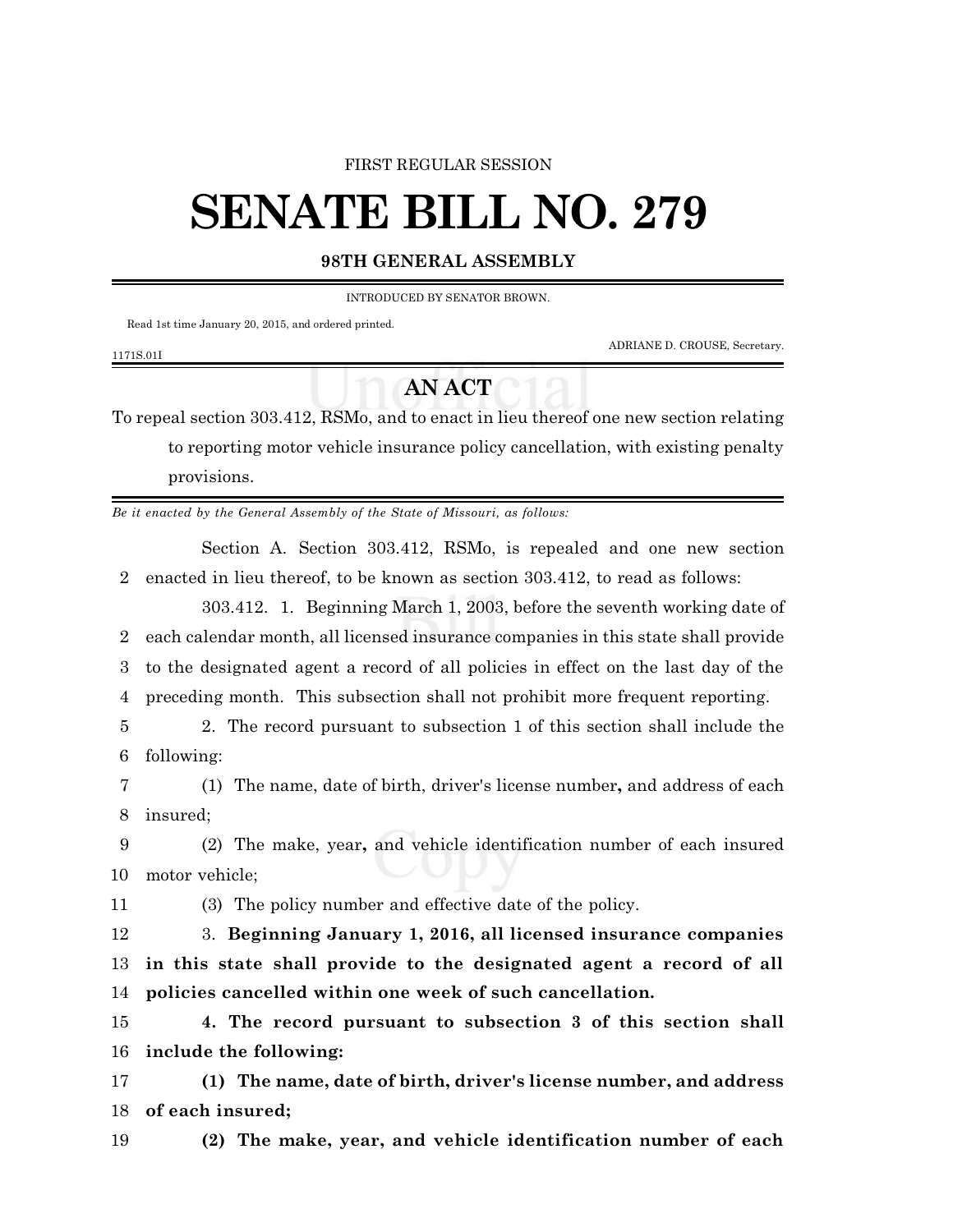FIRST REGULAR SESSION

# SENATE BILL NO. 279

## 98TH GENERAL ASSEMBLY

INTRODUCED BY SENATOR BROWN.

Read 1st time January 20, 2015, and ordered printed.

ADRIANE D. CROUSE, Secretary.

1171S.01I

## AN ACT

To repeal section 303.412, RSMo, and to enact in lieu thereof one new section relating to reporting motor vehicle insurance policy cancellation, with existing penalty provisions.

*Be it enacted by the General Assembly of the State of Missouri, as follows:*

Section A. Section 303.412, RSMo, is repealed and one new section enacted in lieu thereof, to be known as section 303.412, to read as follows:

303.412. 1. Beginning March 1, 2003, before the seventh working date of each calendar month, all licensed insurance companies in this state shall provide to the designated agent a record of all policies in effect on the last day of the preceding month. This subsection shall not prohibit more frequent reporting.

2. The record pursuant to subsection 1 of this section shall include the following:

(1) The name, date of birth, driver's license number**,** and address of each insured;

(2) The make, year**,** and vehicle identification number of each insured motor vehicle;

(3) The policy number and effective date of the policy.

3. **Beginning January 1, 2016, all licensed insurance companies in this state shall provide to the designated agent a record of all policies cancelled within one week of such cancellation.**

**4. The record pursuant to subsection 3 of this section shall include the following:**

**(1) The name, date of birth, driver's license number, and address of each insured;**

**(2) The make, year, and vehicle identification number of each**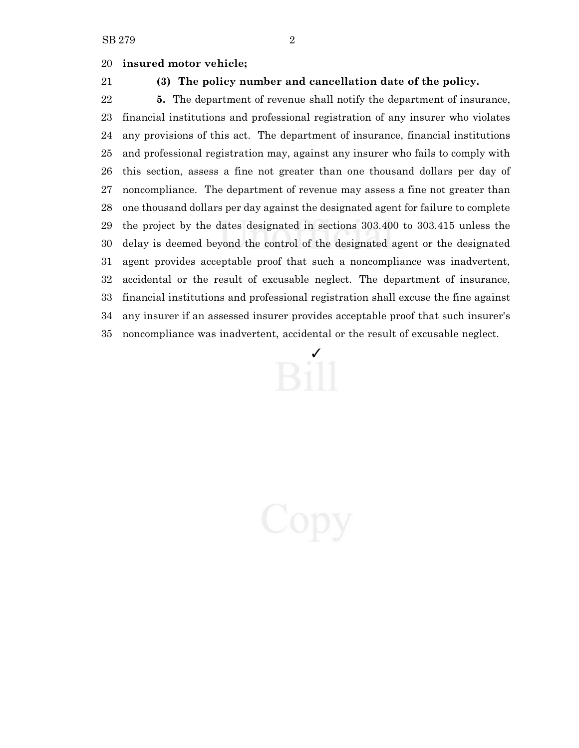**insured motor vehicle;**

**(3) The policy number and cancellation date of the policy.**

**5.** The department of revenue shall notify the department of insurance, financial institutions and professional registration of any insurer who violates any provisions of this act. The department of insurance, financial institutions and professional registration may, against any insurer who fails to comply with this section, assess a fine not greater than one thousand dollars per day of noncompliance. The department of revenue may assess a fine not greater than one thousand dollars per day against the designated agent for failure to complete the project by the dates designated in sections 303.400 to 303.415 unless the delay is deemed beyond the control of the designated agent or the designated agent provides acceptable proof that such a noncompliance was inadvertent, accidental or the result of excusable neglect. The department of insurance, financial institutions and professional registration shall excuse the fine against any insurer if an assessed insurer provides acceptable proof that such insurer's noncompliance was inadvertent, accidental or the result of excusable neglect.

✓